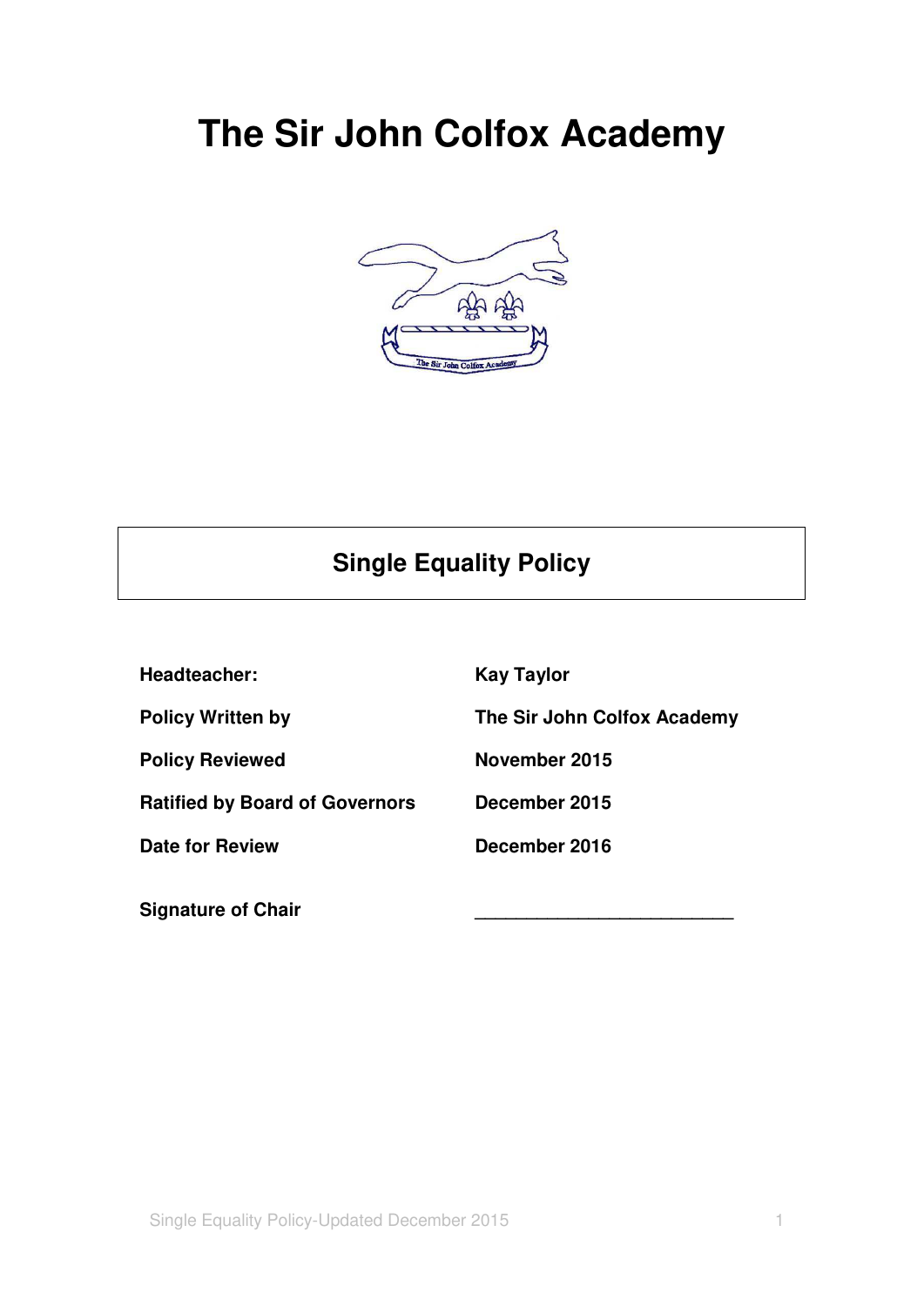# The Sir John Colfox Academy

## Single Equality Policy

| | |
|---|---|
| **Headteacher:** | **Kay Taylor** |
| **Policy Written by** | **The Sir John Colfox Academy** |
| **Policy Reviewed** | **November 2015** |
| **Ratified by Board of Governors** | **December 2015** |
| **Date for Review** | **December 2016** |

**Signature of Chair** ___________________________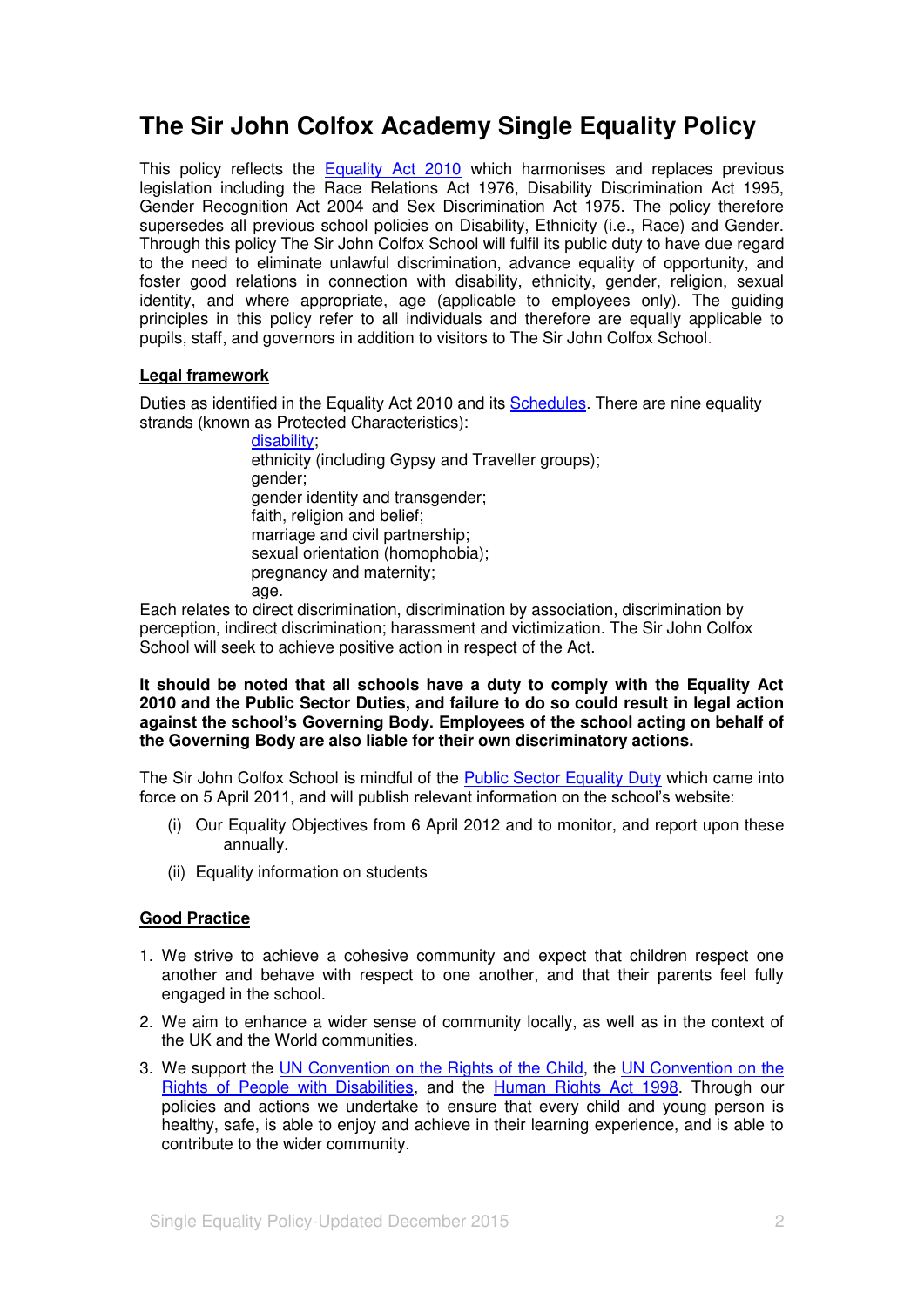# The Sir John Colfox Academy Single Equality Policy

This policy reflects the Equality Act 2010 which harmonises and replaces previous legislation including the Race Relations Act 1976, Disability Discrimination Act 1995, Gender Recognition Act 2004 and Sex Discrimination Act 1975. The policy therefore supersedes all previous school policies on Disability, Ethnicity (i.e., Race) and Gender. Through this policy The Sir John Colfox School will fulfil its public duty to have due regard to the need to eliminate unlawful discrimination, advance equality of opportunity, and foster good relations in connection with disability, ethnicity, gender, religion, sexual identity, and where appropriate, age (applicable to employees only). The guiding principles in this policy refer to all individuals and therefore are equally applicable to pupils, staff, and governors in addition to visitors to The Sir John Colfox School.

## Legal framework

Duties as identified in the Equality Act 2010 and its Schedules. There are nine equality strands (known as Protected Characteristics):

- disability;
- ethnicity (including Gypsy and Traveller groups);
- gender;
- gender identity and transgender;
- faith, religion and belief;
- marriage and civil partnership;
- sexual orientation (homophobia);
- pregnancy and maternity;
- age.

Each relates to direct discrimination, discrimination by association, discrimination by perception, indirect discrimination; harassment and victimization. The Sir John Colfox School will seek to achieve positive action in respect of the Act.

**It should be noted that all schools have a duty to comply with the Equality Act 2010 and the Public Sector Duties, and failure to do so could result in legal action against the school's Governing Body. Employees of the school acting on behalf of the Governing Body are also liable for their own discriminatory actions.**

The Sir John Colfox School is mindful of the Public Sector Equality Duty which came into force on 5 April 2011, and will publish relevant information on the school's website:

(i) Our Equality Objectives from 6 April 2012 and to monitor, and report upon these annually.

(ii) Equality information on students

## Good Practice

1. We strive to achieve a cohesive community and expect that children respect one another and behave with respect to one another, and that their parents feel fully engaged in the school.
2. We aim to enhance a wider sense of community locally, as well as in the context of the UK and the World communities.
3. We support the UN Convention on the Rights of the Child, the UN Convention on the Rights of People with Disabilities, and the Human Rights Act 1998. Through our policies and actions we undertake to ensure that every child and young person is healthy, safe, is able to enjoy and achieve in their learning experience, and is able to contribute to the wider community.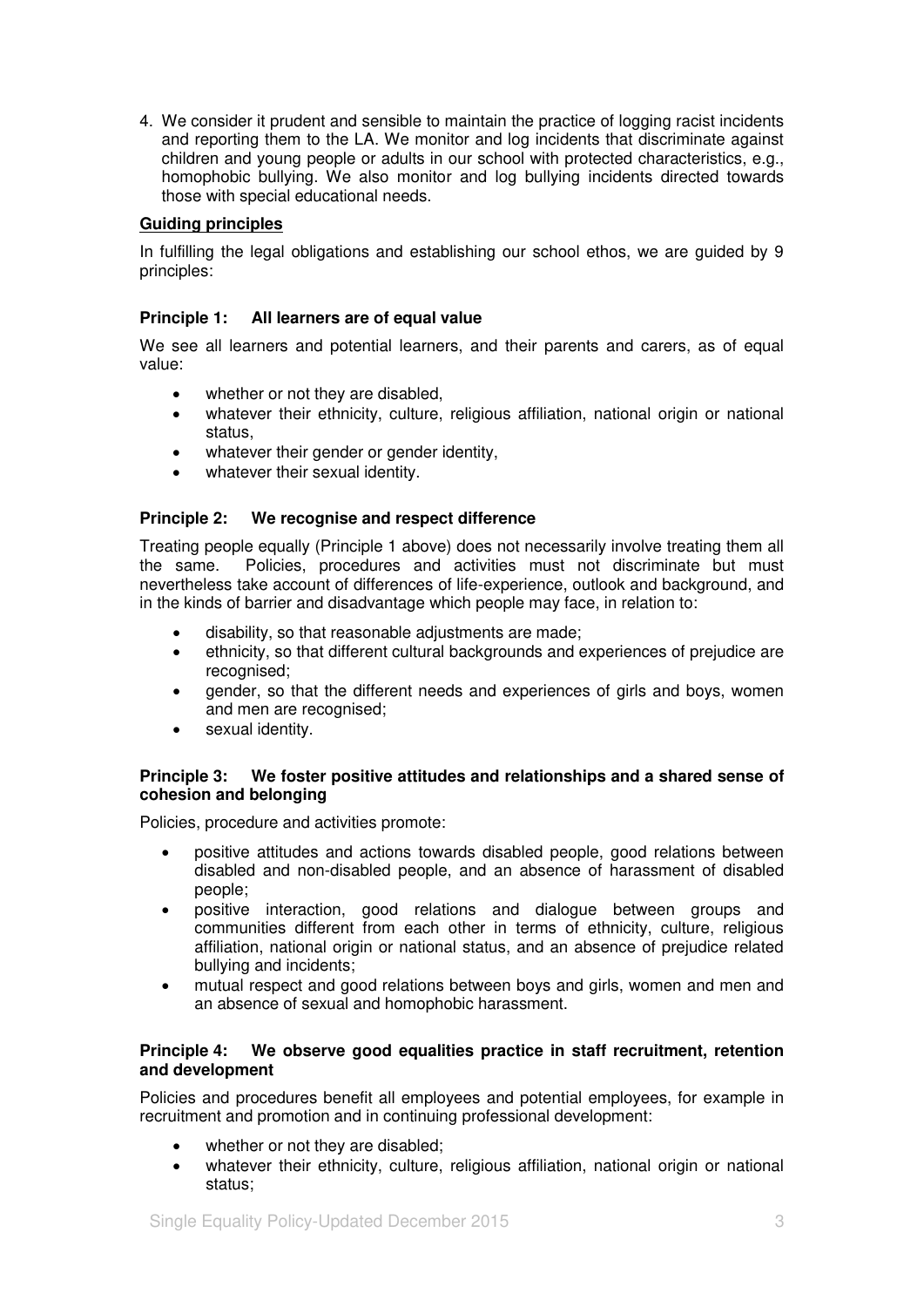4. We consider it prudent and sensible to maintain the practice of logging racist incidents and reporting them to the LA. We monitor and log incidents that discriminate against children and young people or adults in our school with protected characteristics, e.g., homophobic bullying. We also monitor and log bullying incidents directed towards those with special educational needs.

**Guiding principles**

In fulfilling the legal obligations and establishing our school ethos, we are guided by 9 principles:

### Principle 1: All learners are of equal value

We see all learners and potential learners, and their parents and carers, as of equal value:

- whether or not they are disabled,
- whatever their ethnicity, culture, religious affiliation, national origin or national status,
- whatever their gender or gender identity,
- whatever their sexual identity.

### Principle 2: We recognise and respect difference

Treating people equally (Principle 1 above) does not necessarily involve treating them all the same. Policies, procedures and activities must not discriminate but must nevertheless take account of differences of life-experience, outlook and background, and in the kinds of barrier and disadvantage which people may face, in relation to:

- disability, so that reasonable adjustments are made;
- ethnicity, so that different cultural backgrounds and experiences of prejudice are recognised;
- gender, so that the different needs and experiences of girls and boys, women and men are recognised;
- sexual identity.

### Principle 3: We foster positive attitudes and relationships and a shared sense of cohesion and belonging

Policies, procedure and activities promote:

- positive attitudes and actions towards disabled people, good relations between disabled and non-disabled people, and an absence of harassment of disabled people;
- positive interaction, good relations and dialogue between groups and communities different from each other in terms of ethnicity, culture, religious affiliation, national origin or national status, and an absence of prejudice related bullying and incidents;
- mutual respect and good relations between boys and girls, women and men and an absence of sexual and homophobic harassment.

### Principle 4: We observe good equalities practice in staff recruitment, retention and development

Policies and procedures benefit all employees and potential employees, for example in recruitment and promotion and in continuing professional development:

- whether or not they are disabled;
- whatever their ethnicity, culture, religious affiliation, national origin or national status;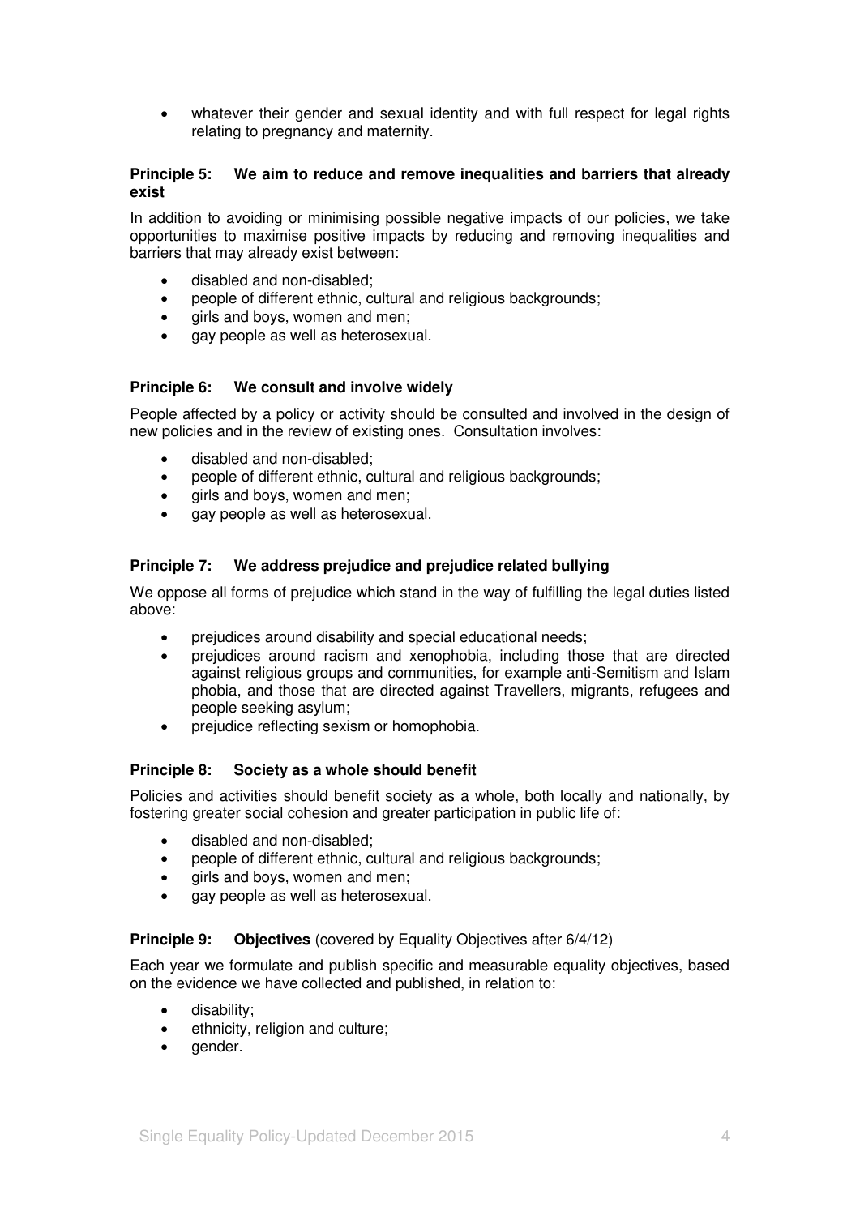- whatever their gender and sexual identity and with full respect for legal rights relating to pregnancy and maternity.

**Principle 5: We aim to reduce and remove inequalities and barriers that already exist**

In addition to avoiding or minimising possible negative impacts of our policies, we take opportunities to maximise positive impacts by reducing and removing inequalities and barriers that may already exist between:

- disabled and non-disabled;
- people of different ethnic, cultural and religious backgrounds;
- girls and boys, women and men;
- gay people as well as heterosexual.

**Principle 6: We consult and involve widely**

People affected by a policy or activity should be consulted and involved in the design of new policies and in the review of existing ones. Consultation involves:

- disabled and non-disabled;
- people of different ethnic, cultural and religious backgrounds;
- girls and boys, women and men;
- gay people as well as heterosexual.

**Principle 7: We address prejudice and prejudice related bullying**

We oppose all forms of prejudice which stand in the way of fulfilling the legal duties listed above:

- prejudices around disability and special educational needs;
- prejudices around racism and xenophobia, including those that are directed against religious groups and communities, for example anti-Semitism and Islam phobia, and those that are directed against Travellers, migrants, refugees and people seeking asylum;
- prejudice reflecting sexism or homophobia.

**Principle 8: Society as a whole should benefit**

Policies and activities should benefit society as a whole, both locally and nationally, by fostering greater social cohesion and greater participation in public life of:

- disabled and non-disabled;
- people of different ethnic, cultural and religious backgrounds;
- girls and boys, women and men;
- gay people as well as heterosexual.

**Principle 9: Objectives** (covered by Equality Objectives after 6/4/12)

Each year we formulate and publish specific and measurable equality objectives, based on the evidence we have collected and published, in relation to:

- disability;
- ethnicity, religion and culture;
- gender.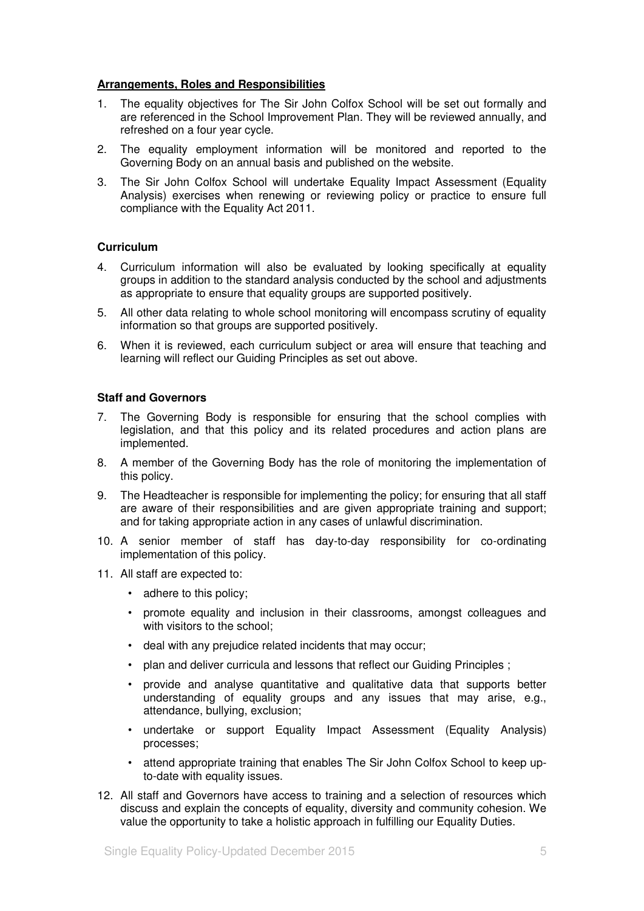## Arrangements, Roles and Responsibilities

1. The equality objectives for The Sir John Colfox School will be set out formally and are referenced in the School Improvement Plan. They will be reviewed annually, and refreshed on a four year cycle.
2. The equality employment information will be monitored and reported to the Governing Body on an annual basis and published on the website.
3. The Sir John Colfox School will undertake Equality Impact Assessment (Equality Analysis) exercises when renewing or reviewing policy or practice to ensure full compliance with the Equality Act 2011.

### Curriculum

4. Curriculum information will also be evaluated by looking specifically at equality groups in addition to the standard analysis conducted by the school and adjustments as appropriate to ensure that equality groups are supported positively.
5. All other data relating to whole school monitoring will encompass scrutiny of equality information so that groups are supported positively.
6. When it is reviewed, each curriculum subject or area will ensure that teaching and learning will reflect our Guiding Principles as set out above.

### Staff and Governors

7. The Governing Body is responsible for ensuring that the school complies with legislation, and that this policy and its related procedures and action plans are implemented.
8. A member of the Governing Body has the role of monitoring the implementation of this policy.
9. The Headteacher is responsible for implementing the policy; for ensuring that all staff are aware of their responsibilities and are given appropriate training and support; and for taking appropriate action in any cases of unlawful discrimination.
10. A senior member of staff has day-to-day responsibility for co-ordinating implementation of this policy.
11. All staff are expected to:
    - adhere to this policy;
    - promote equality and inclusion in their classrooms, amongst colleagues and with visitors to the school;
    - deal with any prejudice related incidents that may occur;
    - plan and deliver curricula and lessons that reflect our Guiding Principles ;
    - provide and analyse quantitative and qualitative data that supports better understanding of equality groups and any issues that may arise, e.g., attendance, bullying, exclusion;
    - undertake or support Equality Impact Assessment (Equality Analysis) processes;
    - attend appropriate training that enables The Sir John Colfox School to keep up-to-date with equality issues.
12. All staff and Governors have access to training and a selection of resources which discuss and explain the concepts of equality, diversity and community cohesion. We value the opportunity to take a holistic approach in fulfilling our Equality Duties.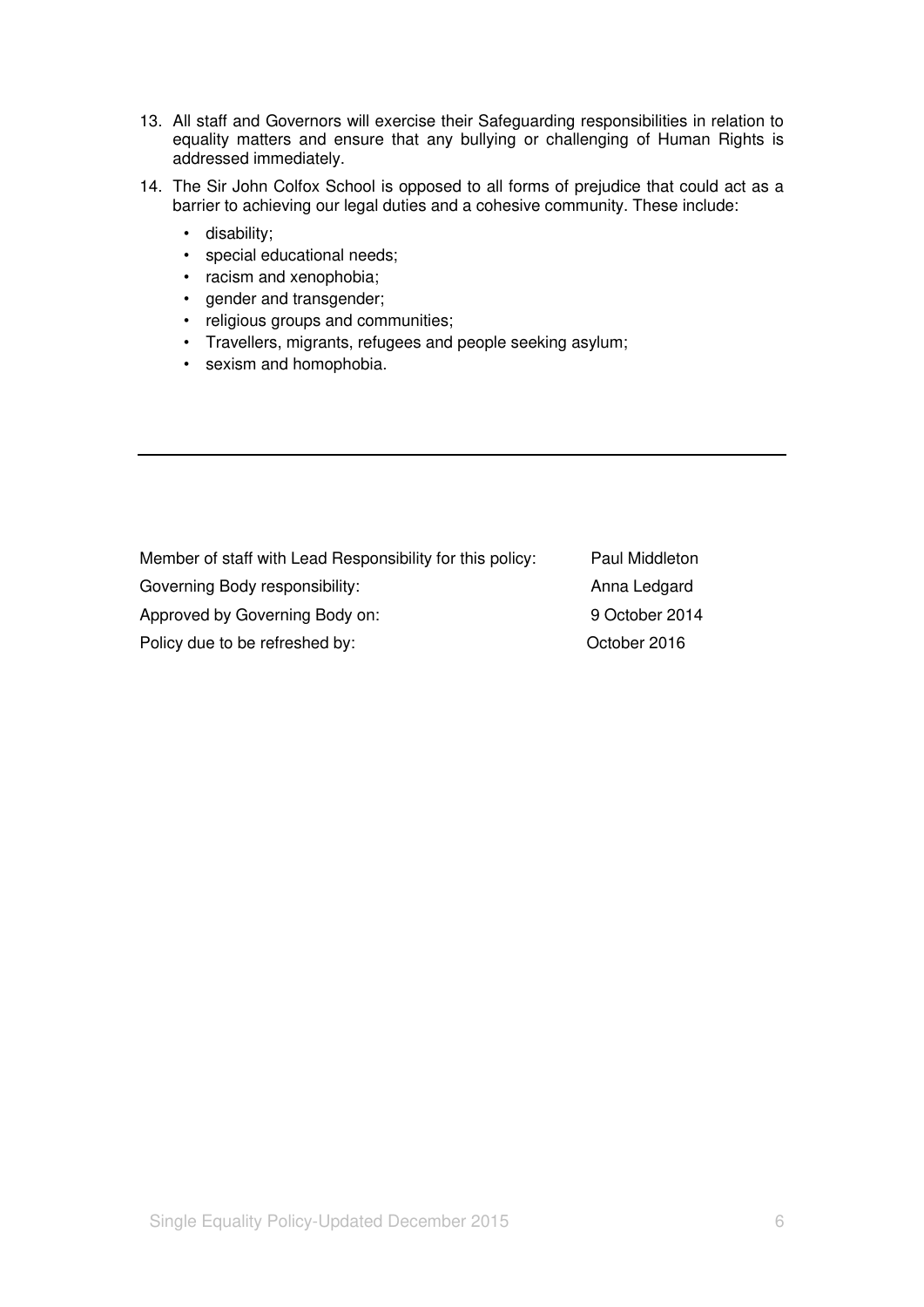13. All staff and Governors will exercise their Safeguarding responsibilities in relation to equality matters and ensure that any bullying or challenging of Human Rights is addressed immediately.

14. The Sir John Colfox School is opposed to all forms of prejudice that could act as a barrier to achieving our legal duties and a cohesive community. These include:
    - disability;
    - special educational needs;
    - racism and xenophobia;
    - gender and transgender;
    - religious groups and communities;
    - Travellers, migrants, refugees and people seeking asylum;
    - sexism and homophobia.

---

| | |
|---|---|
| Member of staff with Lead Responsibility for this policy: | Paul Middleton |
| Governing Body responsibility: | Anna Ledgard |
| Approved by Governing Body on: | 9 October 2014 |
| Policy due to be refreshed by: | October 2016 |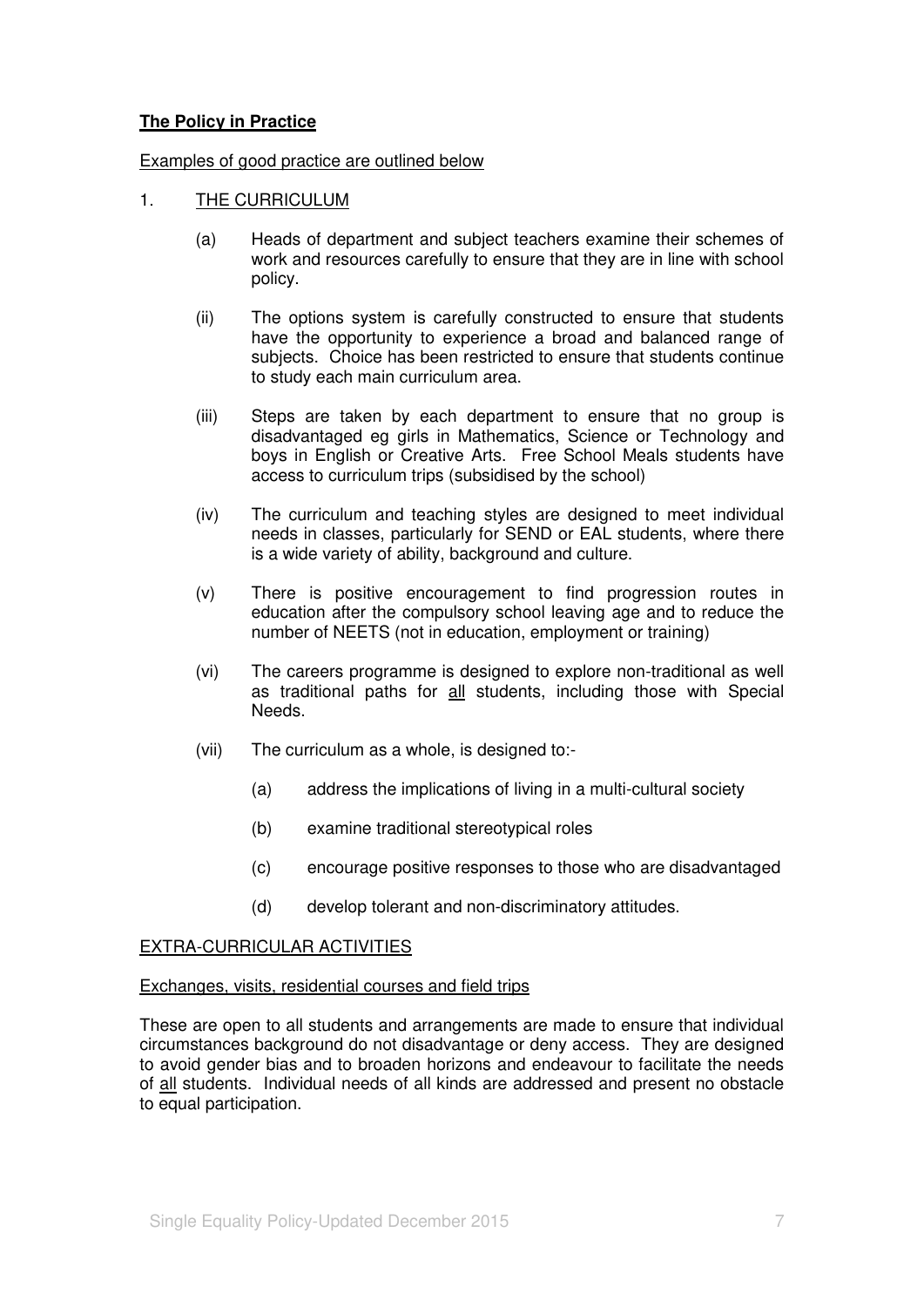**The Policy in Practice**

Examples of good practice are outlined below

1. THE CURRICULUM

   (a) Heads of department and subject teachers examine their schemes of work and resources carefully to ensure that they are in line with school policy.

   (ii) The options system is carefully constructed to ensure that students have the opportunity to experience a broad and balanced range of subjects. Choice has been restricted to ensure that students continue to study each main curriculum area.

   (iii) Steps are taken by each department to ensure that no group is disadvantaged eg girls in Mathematics, Science or Technology and boys in English or Creative Arts. Free School Meals students have access to curriculum trips (subsidised by the school)

   (iv) The curriculum and teaching styles are designed to meet individual needs in classes, particularly for SEND or EAL students, where there is a wide variety of ability, background and culture.

   (v) There is positive encouragement to find progression routes in education after the compulsory school leaving age and to reduce the number of NEETS (not in education, employment or training)

   (vi) The careers programme is designed to explore non-traditional as well as traditional paths for all students, including those with Special Needs.

   (vii) The curriculum as a whole, is designed to:-

      (a) address the implications of living in a multi-cultural society

      (b) examine traditional stereotypical roles

      (c) encourage positive responses to those who are disadvantaged

      (d) develop tolerant and non-discriminatory attitudes.

EXTRA-CURRICULAR ACTIVITIES

Exchanges, visits, residential courses and field trips

These are open to all students and arrangements are made to ensure that individual circumstances background do not disadvantage or deny access. They are designed to avoid gender bias and to broaden horizons and endeavour to facilitate the needs of all students. Individual needs of all kinds are addressed and present no obstacle to equal participation.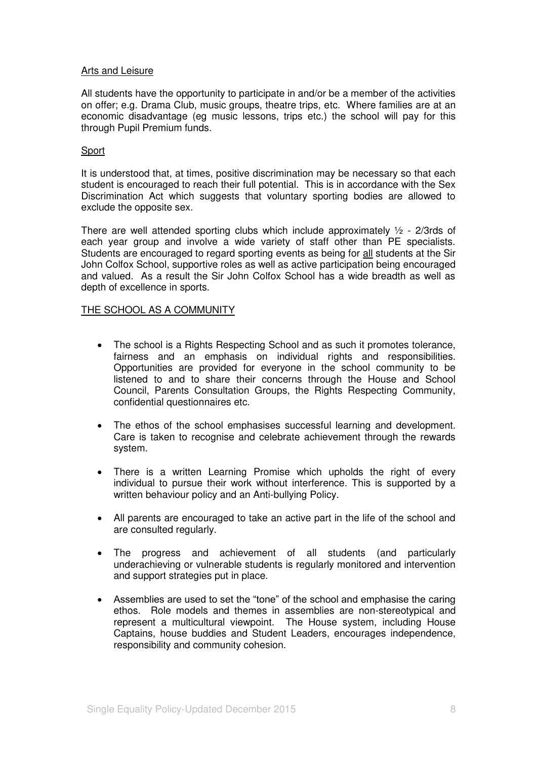## Arts and Leisure

All students have the opportunity to participate in and/or be a member of the activities on offer; e.g. Drama Club, music groups, theatre trips, etc. Where families are at an economic disadvantage (eg music lessons, trips etc.) the school will pay for this through Pupil Premium funds.

## Sport

It is understood that, at times, positive discrimination may be necessary so that each student is encouraged to reach their full potential. This is in accordance with the Sex Discrimination Act which suggests that voluntary sporting bodies are allowed to exclude the opposite sex.

There are well attended sporting clubs which include approximately ½ - 2/3rds of each year group and involve a wide variety of staff other than PE specialists. Students are encouraged to regard sporting events as being for all students at the Sir John Colfox School, supportive roles as well as active participation being encouraged and valued. As a result the Sir John Colfox School has a wide breadth as well as depth of excellence in sports.

## THE SCHOOL AS A COMMUNITY

- The school is a Rights Respecting School and as such it promotes tolerance, fairness and an emphasis on individual rights and responsibilities. Opportunities are provided for everyone in the school community to be listened to and to share their concerns through the House and School Council, Parents Consultation Groups, the Rights Respecting Community, confidential questionnaires etc.
- The ethos of the school emphasises successful learning and development. Care is taken to recognise and celebrate achievement through the rewards system.
- There is a written Learning Promise which upholds the right of every individual to pursue their work without interference. This is supported by a written behaviour policy and an Anti-bullying Policy.
- All parents are encouraged to take an active part in the life of the school and are consulted regularly.
- The progress and achievement of all students (and particularly underachieving or vulnerable students is regularly monitored and intervention and support strategies put in place.
- Assemblies are used to set the "tone" of the school and emphasise the caring ethos. Role models and themes in assemblies are non-stereotypical and represent a multicultural viewpoint. The House system, including House Captains, house buddies and Student Leaders, encourages independence, responsibility and community cohesion.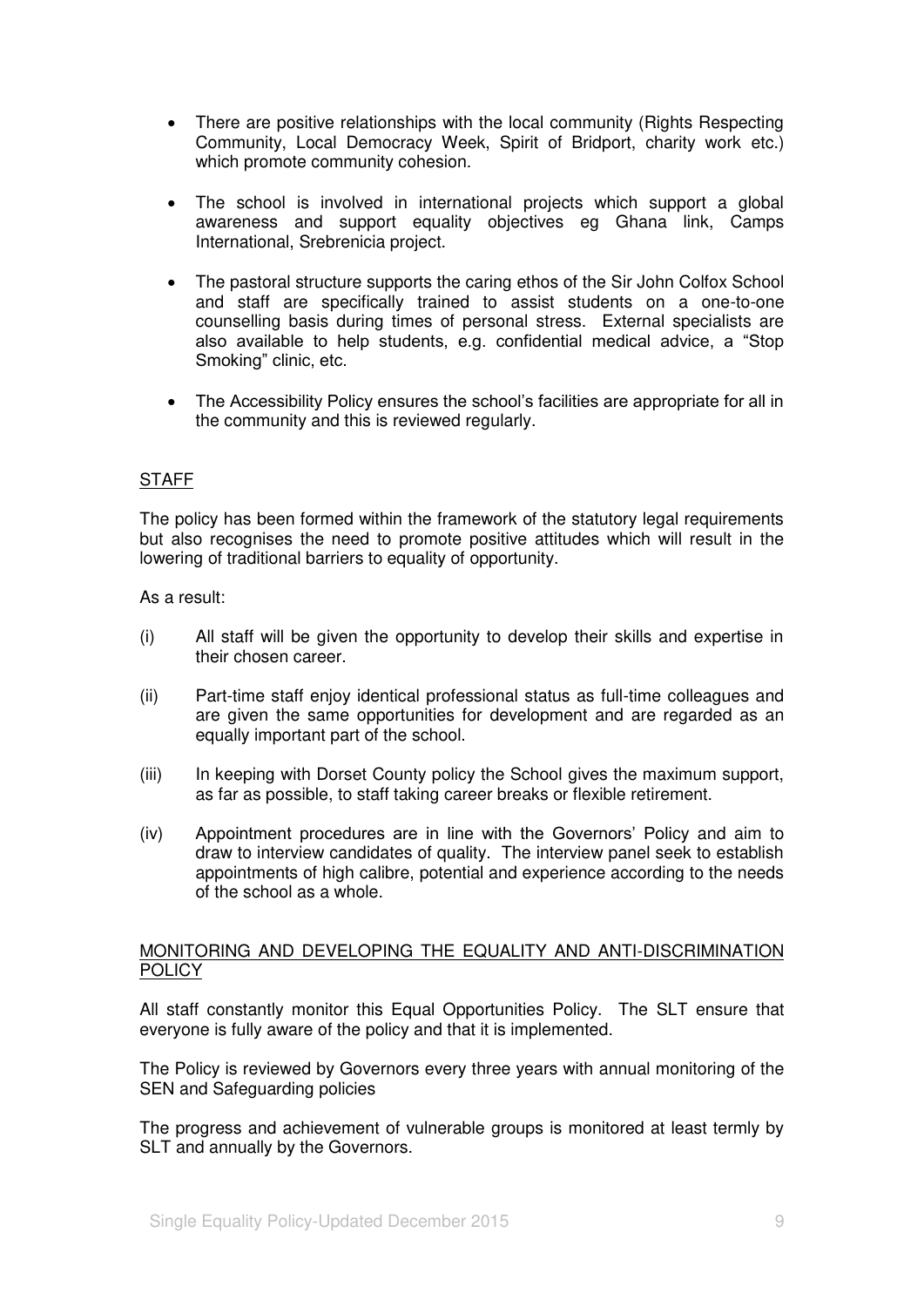- There are positive relationships with the local community (Rights Respecting Community, Local Democracy Week, Spirit of Bridport, charity work etc.) which promote community cohesion.

- The school is involved in international projects which support a global awareness and support equality objectives eg Ghana link, Camps International, Srebrenicia project.

- The pastoral structure supports the caring ethos of the Sir John Colfox School and staff are specifically trained to assist students on a one-to-one counselling basis during times of personal stress. External specialists are also available to help students, e.g. confidential medical advice, a "Stop Smoking" clinic, etc.

- The Accessibility Policy ensures the school's facilities are appropriate for all in the community and this is reviewed regularly.

## STAFF

The policy has been formed within the framework of the statutory legal requirements but also recognises the need to promote positive attitudes which will result in the lowering of traditional barriers to equality of opportunity.

As a result:

(i) All staff will be given the opportunity to develop their skills and expertise in their chosen career.

(ii) Part-time staff enjoy identical professional status as full-time colleagues and are given the same opportunities for development and are regarded as an equally important part of the school.

(iii) In keeping with Dorset County policy the School gives the maximum support, as far as possible, to staff taking career breaks or flexible retirement.

(iv) Appointment procedures are in line with the Governors' Policy and aim to draw to interview candidates of quality. The interview panel seek to establish appointments of high calibre, potential and experience according to the needs of the school as a whole.

## MONITORING AND DEVELOPING THE EQUALITY AND ANTI-DISCRIMINATION POLICY

All staff constantly monitor this Equal Opportunities Policy. The SLT ensure that everyone is fully aware of the policy and that it is implemented.

The Policy is reviewed by Governors every three years with annual monitoring of the SEN and Safeguarding policies

The progress and achievement of vulnerable groups is monitored at least termly by SLT and annually by the Governors.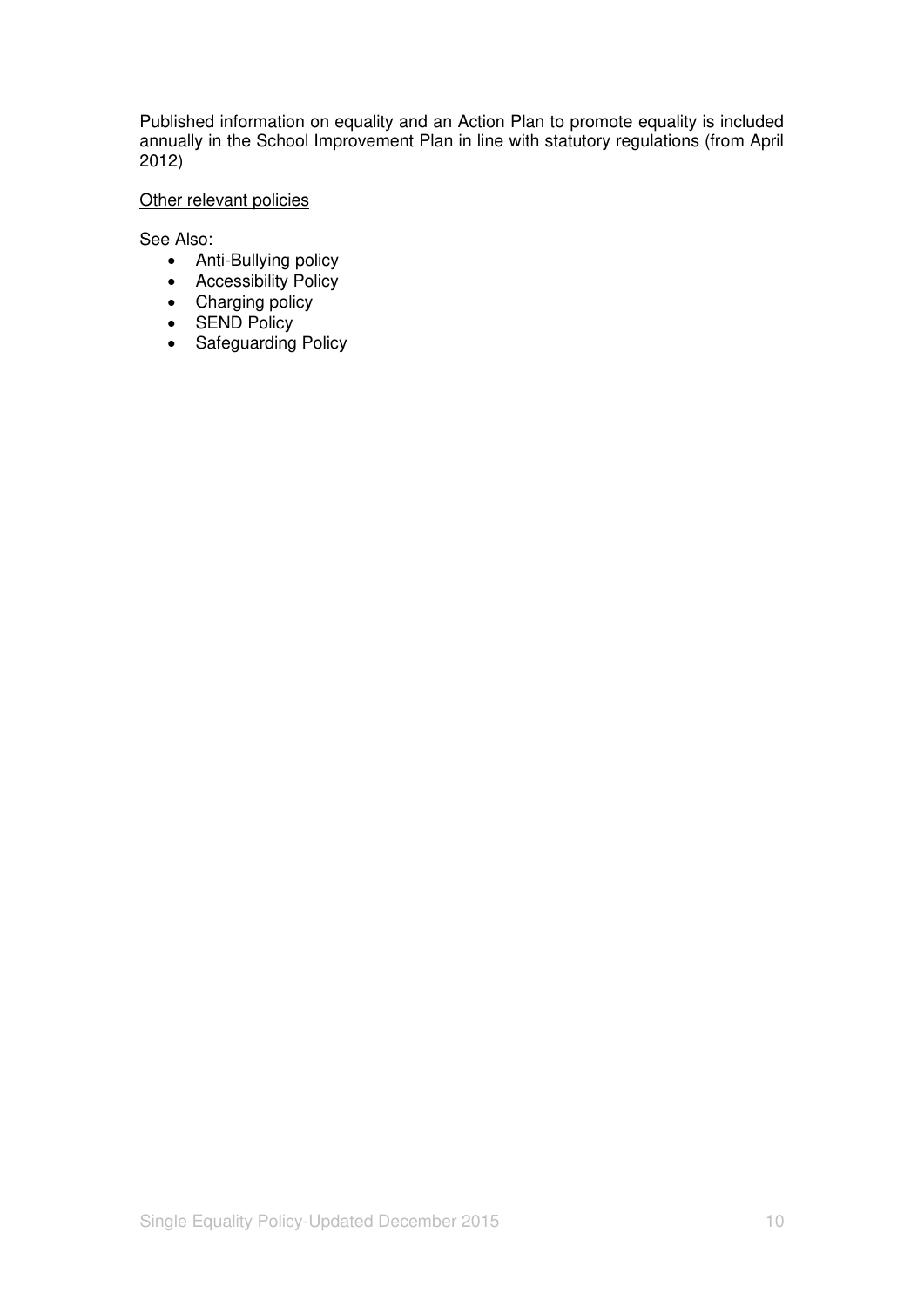Published information on equality and an Action Plan to promote equality is included annually in the School Improvement Plan in line with statutory regulations (from April 2012)

<u>Other relevant policies</u>

See Also:

- Anti-Bullying policy
- Accessibility Policy
- Charging policy
- SEND Policy
- Safeguarding Policy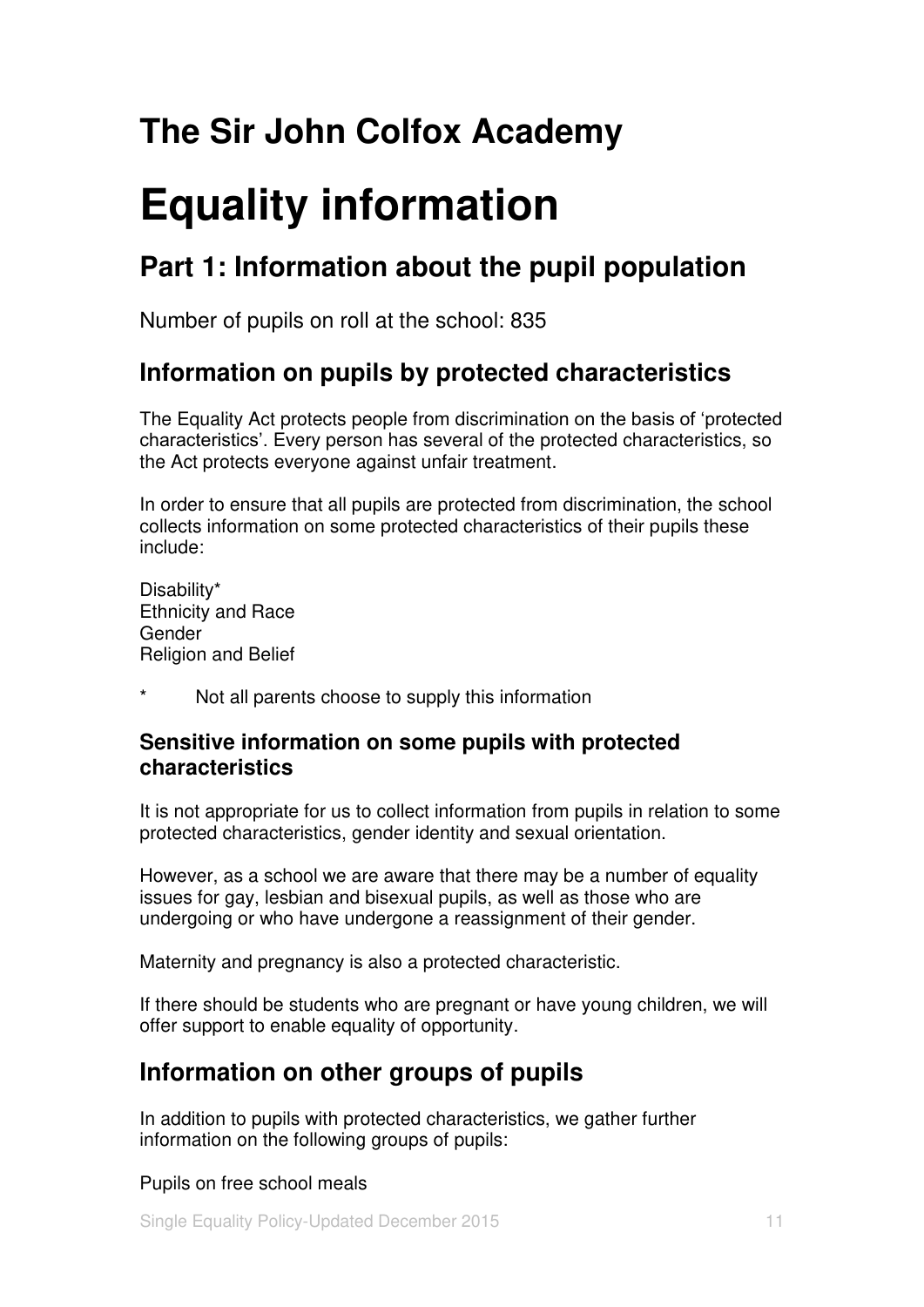# The Sir John Colfox Academy

# Equality information

## Part 1: Information about the pupil population

Number of pupils on roll at the school: 835

## Information on pupils by protected characteristics

The Equality Act protects people from discrimination on the basis of 'protected characteristics'. Every person has several of the protected characteristics, so the Act protects everyone against unfair treatment.

In order to ensure that all pupils are protected from discrimination, the school collects information on some protected characteristics of their pupils these include:

Disability*
Ethnicity and Race
Gender
Religion and Belief

\* Not all parents choose to supply this information

### Sensitive information on some pupils with protected characteristics

It is not appropriate for us to collect information from pupils in relation to some protected characteristics, gender identity and sexual orientation.

However, as a school we are aware that there may be a number of equality issues for gay, lesbian and bisexual pupils, as well as those who are undergoing or who have undergone a reassignment of their gender.

Maternity and pregnancy is also a protected characteristic.

If there should be students who are pregnant or have young children, we will offer support to enable equality of opportunity.

## Information on other groups of pupils

In addition to pupils with protected characteristics, we gather further information on the following groups of pupils:

Pupils on free school meals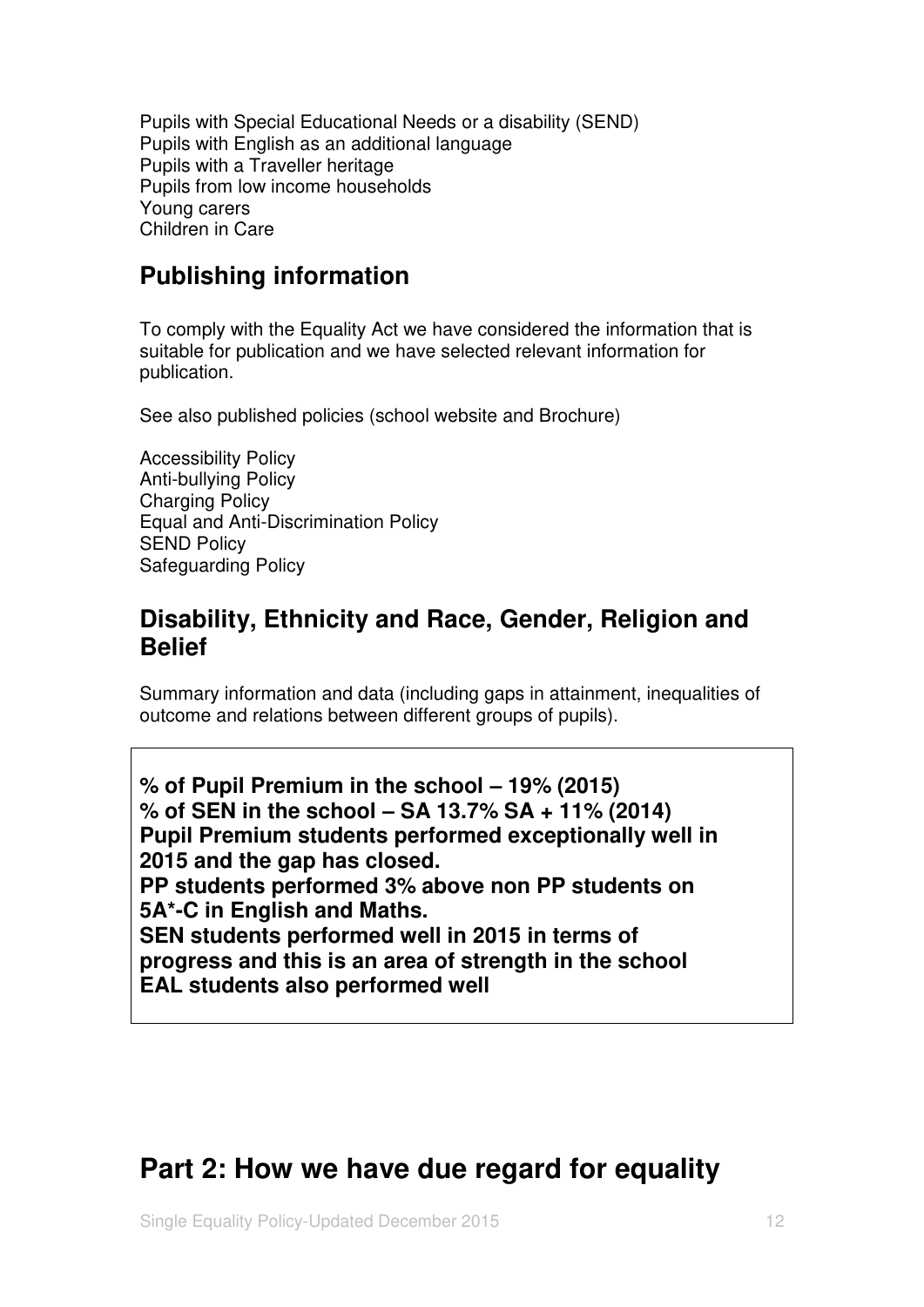Pupils with Special Educational Needs or a disability (SEND)
Pupils with English as an additional language
Pupils with a Traveller heritage
Pupils from low income households
Young carers
Children in Care

## Publishing information

To comply with the Equality Act we have considered the information that is suitable for publication and we have selected relevant information for publication.

See also published policies (school website and Brochure)

Accessibility Policy
Anti-bullying Policy
Charging Policy
Equal and Anti-Discrimination Policy
SEND Policy
Safeguarding Policy

### Disability, Ethnicity and Race, Gender, Religion and Belief

Summary information and data (including gaps in attainment, inequalities of outcome and relations between different groups of pupils).

**% of Pupil Premium in the school – 19% (2015)**
**% of SEN in the school – SA 13.7% SA + 11% (2014)**
**Pupil Premium students performed exceptionally well in 2015 and the gap has closed.**
**PP students performed 3% above non PP students on 5A*-C in English and Maths.**
**SEN students performed well in 2015 in terms of progress and this is an area of strength in the school**
**EAL students also performed well**

# Part 2: How we have due regard for equality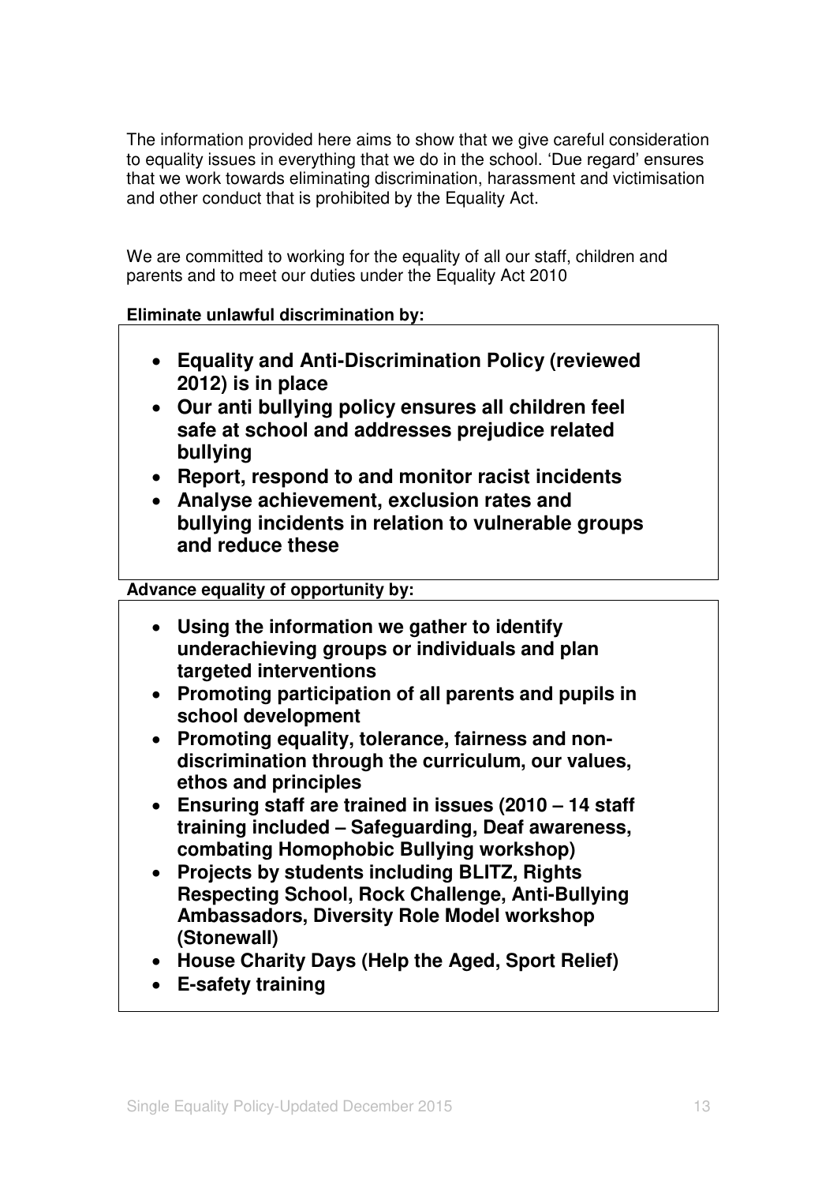The information provided here aims to show that we give careful consideration to equality issues in everything that we do in the school. 'Due regard' ensures that we work towards eliminating discrimination, harassment and victimisation and other conduct that is prohibited by the Equality Act.

We are committed to working for the equality of all our staff, children and parents and to meet our duties under the Equality Act 2010

**Eliminate unlawful discrimination by:**

- **Equality and Anti-Discrimination Policy (reviewed 2012) is in place**
- **Our anti bullying policy ensures all children feel safe at school and addresses prejudice related bullying**
- **Report, respond to and monitor racist incidents**
- **Analyse achievement, exclusion rates and bullying incidents in relation to vulnerable groups and reduce these**

**Advance equality of opportunity by:**

- **Using the information we gather to identify underachieving groups or individuals and plan targeted interventions**
- **Promoting participation of all parents and pupils in school development**
- **Promoting equality, tolerance, fairness and non-discrimination through the curriculum, our values, ethos and principles**
- **Ensuring staff are trained in issues (2010 – 14 staff training included – Safeguarding, Deaf awareness, combating Homophobic Bullying workshop)**
- **Projects by students including BLITZ, Rights Respecting School, Rock Challenge, Anti-Bullying Ambassadors, Diversity Role Model workshop (Stonewall)**
- **House Charity Days (Help the Aged, Sport Relief)**
- **E-safety training**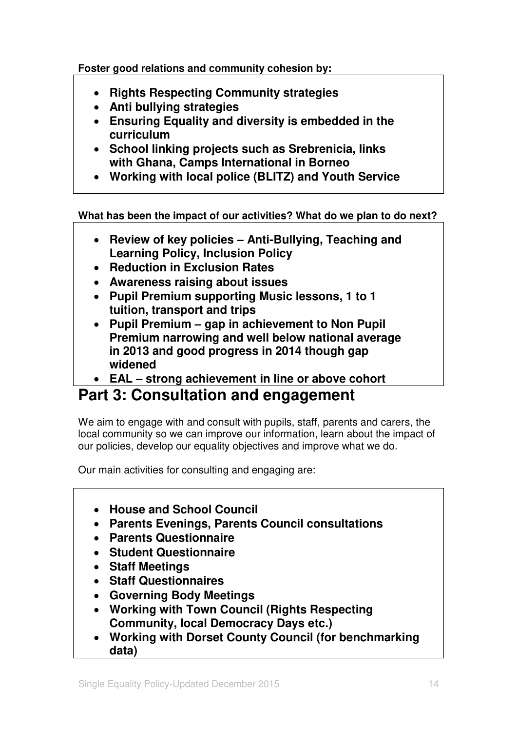**Foster good relations and community cohesion by:**

- **Rights Respecting Community strategies**
- **Anti bullying strategies**
- **Ensuring Equality and diversity is embedded in the curriculum**
- **School linking projects such as Srebrenicia, links with Ghana, Camps International in Borneo**
- **Working with local police (BLITZ) and Youth Service**

**What has been the impact of our activities? What do we plan to do next?**

- **Review of key policies – Anti-Bullying, Teaching and Learning Policy, Inclusion Policy**
- **Reduction in Exclusion Rates**
- **Awareness raising about issues**
- **Pupil Premium supporting Music lessons, 1 to 1 tuition, transport and trips**
- **Pupil Premium – gap in achievement to Non Pupil Premium narrowing and well below national average in 2013 and good progress in 2014 though gap widened**
- **EAL – strong achievement in line or above cohort**

## Part 3: Consultation and engagement

We aim to engage with and consult with pupils, staff, parents and carers, the local community so we can improve our information, learn about the impact of our policies, develop our equality objectives and improve what we do.

Our main activities for consulting and engaging are:

- **House and School Council**
- **Parents Evenings, Parents Council consultations**
- **Parents Questionnaire**
- **Student Questionnaire**
- **Staff Meetings**
- **Staff Questionnaires**
- **Governing Body Meetings**
- **Working with Town Council (Rights Respecting Community, local Democracy Days etc.)**
- **Working with Dorset County Council (for benchmarking data)**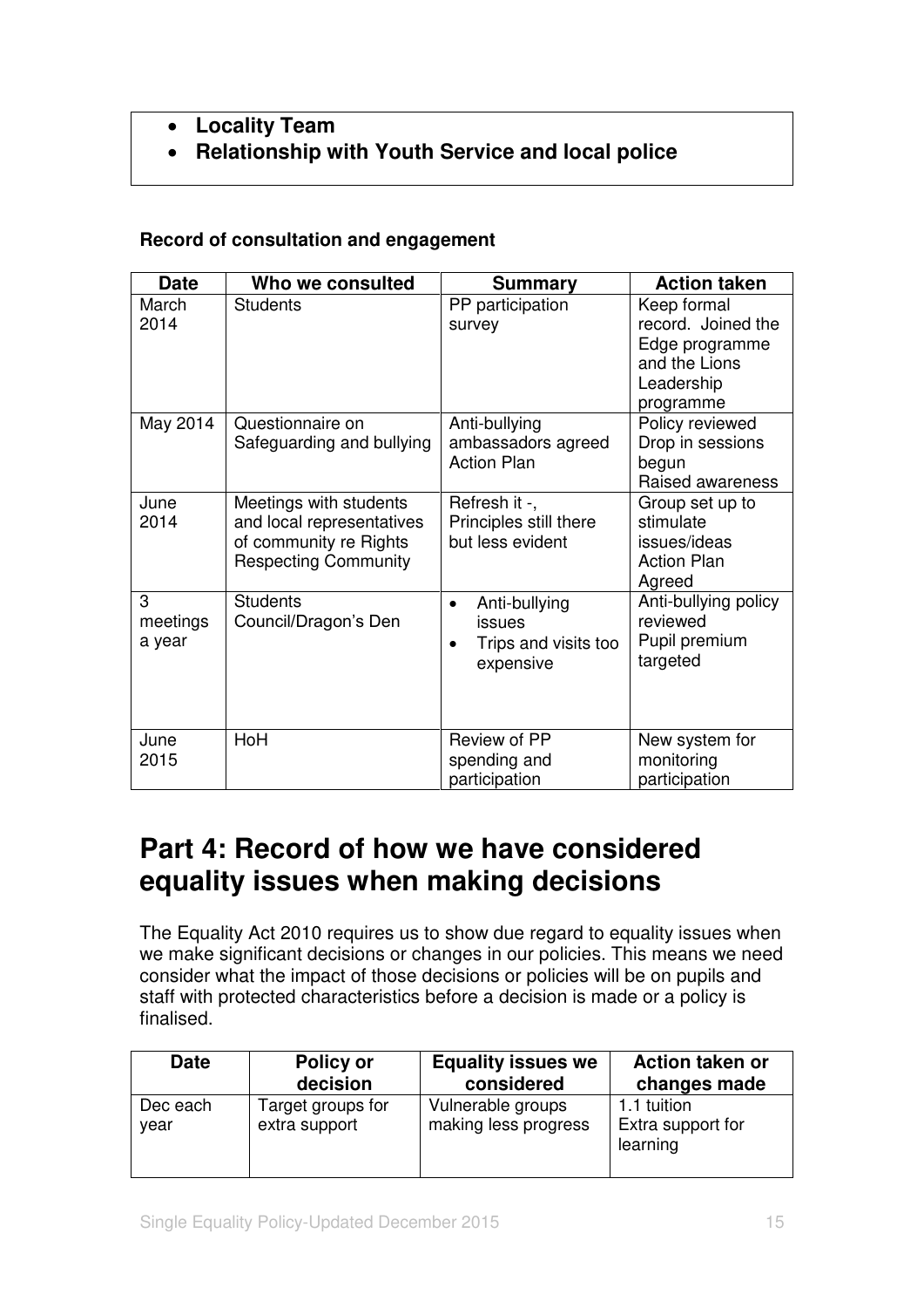- **Locality Team**
- **Relationship with Youth Service and local police**

**Record of consultation and engagement**

| Date | Who we consulted | Summary | Action taken |
|---|---|---|---|
| March 2014 | Students | PP participation survey | Keep formal record. Joined the Edge programme and the Lions Leadership programme |
| May 2014 | Questionnaire on Safeguarding and bullying | Anti-bullying ambassadors agreed Action Plan | Policy reviewed<br>Drop in sessions begun<br>Raised awareness |
| June 2014 | Meetings with students and local representatives of community re Rights Respecting Community | Refresh it -, Principles still there but less evident | Group set up to stimulate issues/ideas<br>Action Plan Agreed |
| 3 meetings a year | Students Council/Dragon's Den | • Anti-bullying issues<br>• Trips and visits too expensive | Anti-bullying policy reviewed<br>Pupil premium targeted |
| June 2015 | HoH | Review of PP spending and participation | New system for monitoring participation |

# Part 4: Record of how we have considered equality issues when making decisions

The Equality Act 2010 requires us to show due regard to equality issues when we make significant decisions or changes in our policies. This means we need consider what the impact of those decisions or policies will be on pupils and staff with protected characteristics before a decision is made or a policy is finalised.

| Date | Policy or decision | Equality issues we considered | Action taken or changes made |
|---|---|---|---|
| Dec each year | Target groups for extra support | Vulnerable groups making less progress | 1.1 tuition<br>Extra support for learning |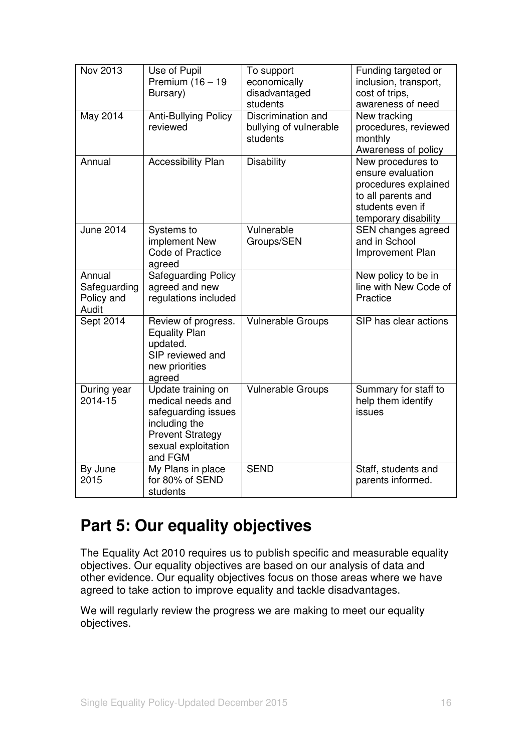| Nov 2013 | Use of Pupil Premium (16 – 19 Bursary) | To support economically disadvantaged students | Funding targeted or inclusion, transport, cost of trips, awareness of need |
|---|---|---|---|
| May 2014 | Anti-Bullying Policy reviewed | Discrimination and bullying of vulnerable students | New tracking procedures, reviewed monthly Awareness of policy |
| Annual | Accessibility Plan | Disability | New procedures to ensure evaluation procedures explained to all parents and students even if temporary disability |
| June 2014 | Systems to implement New Code of Practice agreed | Vulnerable Groups/SEN | SEN changes agreed and in School Improvement Plan |
| Annual Safeguarding Policy and Audit | Safeguarding Policy agreed and new regulations included | | New policy to be in line with New Code of Practice |
| Sept 2014 | Review of progress. Equality Plan updated. SIP reviewed and new priorities agreed | Vulnerable Groups | SIP has clear actions |
| During year 2014-15 | Update training on medical needs and safeguarding issues including the Prevent Strategy sexual exploitation and FGM | Vulnerable Groups | Summary for staff to help them identify issues |
| By June 2015 | My Plans in place for 80% of SEND students | SEND | Staff, students and parents informed. |

# Part 5: Our equality objectives

The Equality Act 2010 requires us to publish specific and measurable equality objectives. Our equality objectives are based on our analysis of data and other evidence. Our equality objectives focus on those areas where we have agreed to take action to improve equality and tackle disadvantages.

We will regularly review the progress we are making to meet our equality objectives.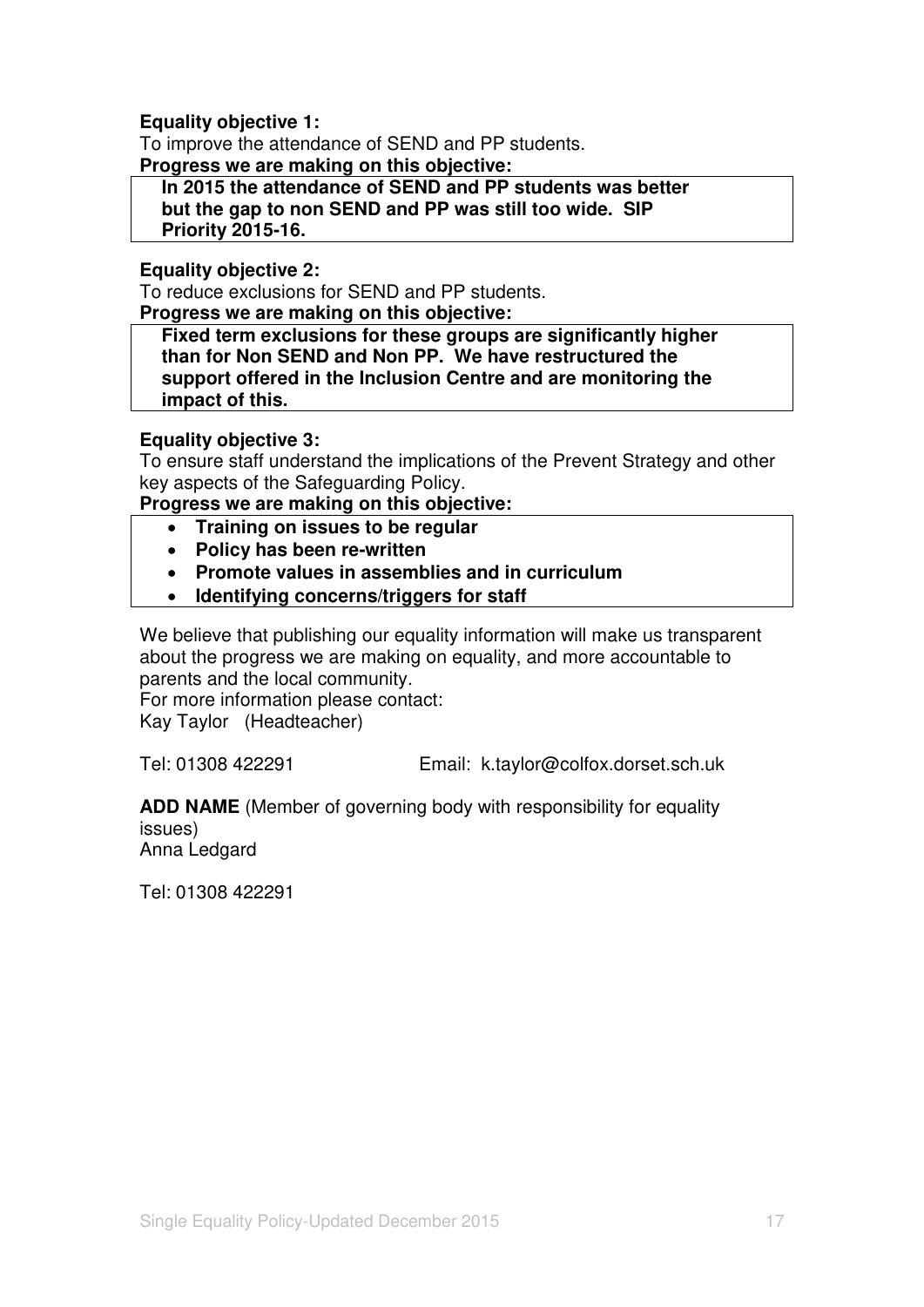**Equality objective 1:**
To improve the attendance of SEND and PP students.
**Progress we are making on this objective:**

**In 2015 the attendance of SEND and PP students was better but the gap to non SEND and PP was still too wide. SIP Priority 2015-16.**

**Equality objective 2:**
To reduce exclusions for SEND and PP students.
**Progress we are making on this objective:**

**Fixed term exclusions for these groups are significantly higher than for Non SEND and Non PP. We have restructured the support offered in the Inclusion Centre and are monitoring the impact of this.**

**Equality objective 3:**
To ensure staff understand the implications of the Prevent Strategy and other key aspects of the Safeguarding Policy.
**Progress we are making on this objective:**

- **Training on issues to be regular**
- **Policy has been re-written**
- **Promote values in assemblies and in curriculum**
- **Identifying concerns/triggers for staff**

We believe that publishing our equality information will make us transparent about the progress we are making on equality, and more accountable to parents and the local community.
For more information please contact:
Kay Taylor (Headteacher)

Tel: 01308 422291 Email: k.taylor@colfox.dorset.sch.uk

**ADD NAME** (Member of governing body with responsibility for equality issues)
Anna Ledgard

Tel: 01308 422291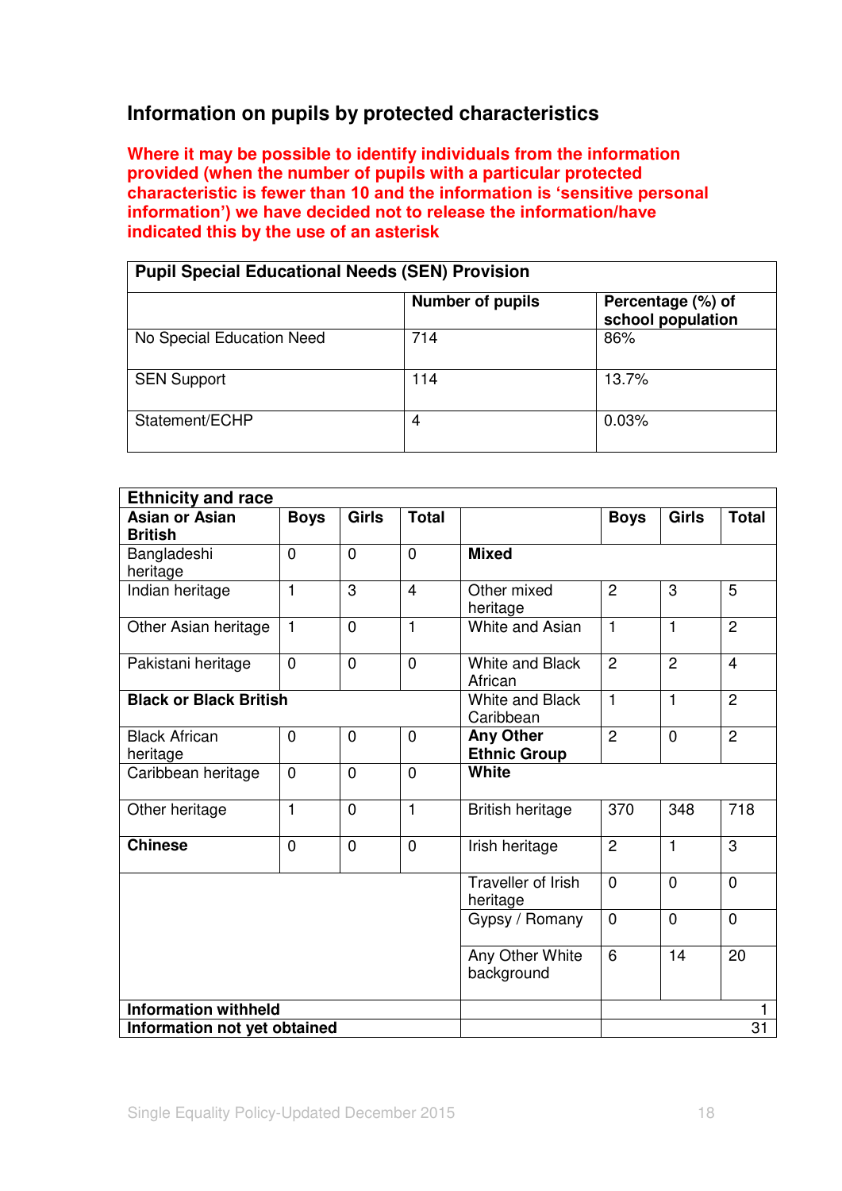## Information on pupils by protected characteristics

**Where it may be possible to identify individuals from the information provided (when the number of pupils with a particular protected characteristic is fewer than 10 and the information is 'sensitive personal information') we have decided not to release the information/have indicated this by the use of an asterisk**

| **Pupil Special Educational Needs (SEN) Provision** | | |
|---|---|---|
| | **Number of pupils** | **Percentage (%) of school population** |
| No Special Education Need | 714 | 86% |
| SEN Support | 114 | 13.7% |
| Statement/ECHP | 4 | 0.03% |

| **Ethnicity and race** | | | | | | | |
|---|---|---|---|---|---|---|---|
| **Asian or Asian British** | **Boys** | **Girls** | **Total** | | **Boys** | **Girls** | **Total** |
| Bangladeshi heritage | 0 | 0 | 0 | **Mixed** | | | |
| Indian heritage | 1 | 3 | 4 | Other mixed heritage | 2 | 3 | 5 |
| Other Asian heritage | 1 | 0 | 1 | White and Asian | 1 | 1 | 2 |
| Pakistani heritage | 0 | 0 | 0 | White and Black African | 2 | 2 | 4 |
| **Black or Black British** | | | | White and Black Caribbean | 1 | 1 | 2 |
| Black African heritage | 0 | 0 | 0 | **Any Other Ethnic Group** | 2 | 0 | 2 |
| Caribbean heritage | 0 | 0 | 0 | **White** | | | |
| Other heritage | 1 | 0 | 1 | British heritage | 370 | 348 | 718 |
| **Chinese** | 0 | 0 | 0 | Irish heritage | 2 | 1 | 3 |
| | | | | Traveller of Irish heritage | 0 | 0 | 0 |
| | | | | Gypsy / Romany | 0 | 0 | 0 |
| | | | | Any Other White background | 6 | 14 | 20 |
| **Information withheld** | | | | | | | 1 |
| **Information not yet obtained** | | | | | | | 31 |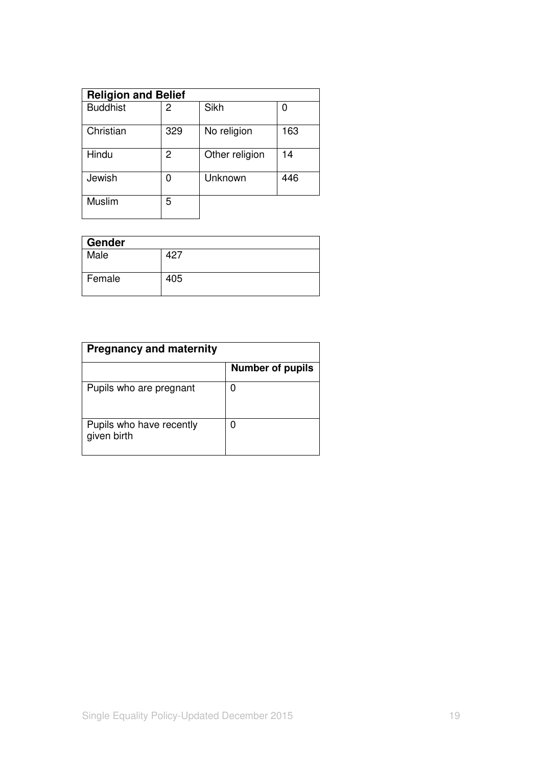| Religion and Belief | | | |
|---|---|---|---|
| Buddhist | 2 | Sikh | 0 |
| Christian | 329 | No religion | 163 |
| Hindu | 2 | Other religion | 14 |
| Jewish | 0 | Unknown | 446 |
| Muslim | 5 | | |

| Gender | |
|---|---|
| Male | 427 |
| Female | 405 |

| Pregnancy and maternity | |
|---|---|
| | **Number of pupils** |
| Pupils who are pregnant | 0 |
| Pupils who have recently given birth | 0 |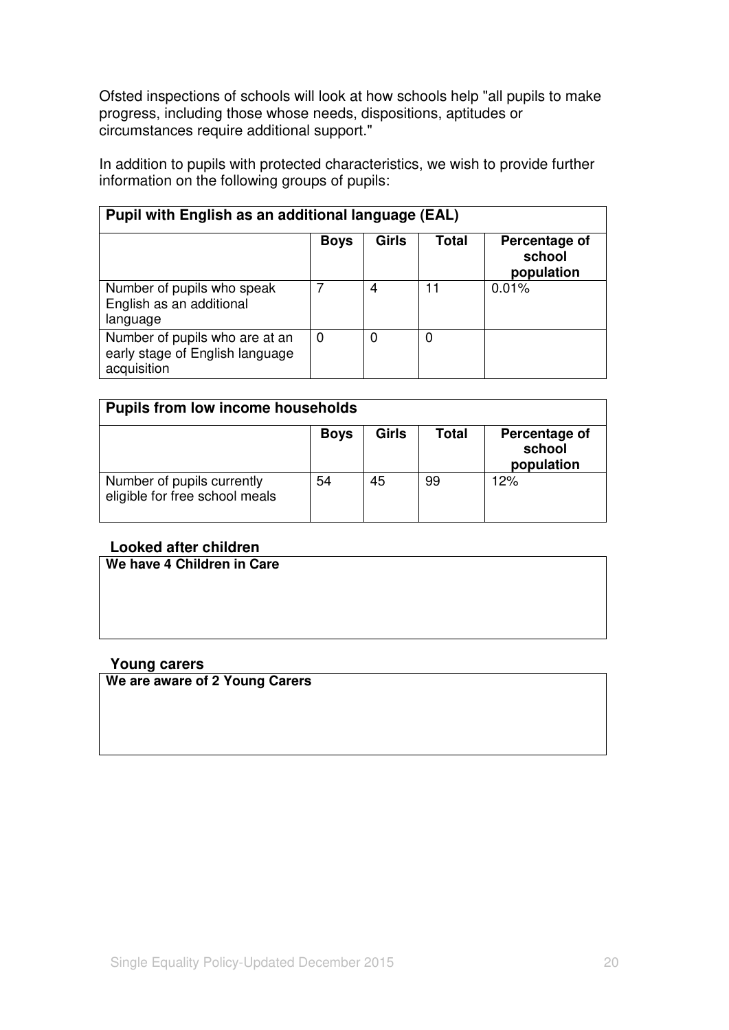Ofsted inspections of schools will look at how schools help "all pupils to make progress, including those whose needs, dispositions, aptitudes or circumstances require additional support."

In addition to pupils with protected characteristics, we wish to provide further information on the following groups of pupils:

| **Pupil with English as an additional language (EAL)** | | | | |
|---|---|---|---|---|
| | **Boys** | **Girls** | **Total** | **Percentage of school population** |
| Number of pupils who speak English as an additional language | 7 | 4 | 11 | 0.01% |
| Number of pupils who are at an early stage of English language acquisition | 0 | 0 | 0 | |

| **Pupils from low income households** | | | | |
|---|---|---|---|---|
| | **Boys** | **Girls** | **Total** | **Percentage of school population** |
| Number of pupils currently eligible for free school meals | 54 | 45 | 99 | 12% |

**Looked after children**

**We have 4 Children in Care**

**Young carers**

**We are aware of 2 Young Carers**